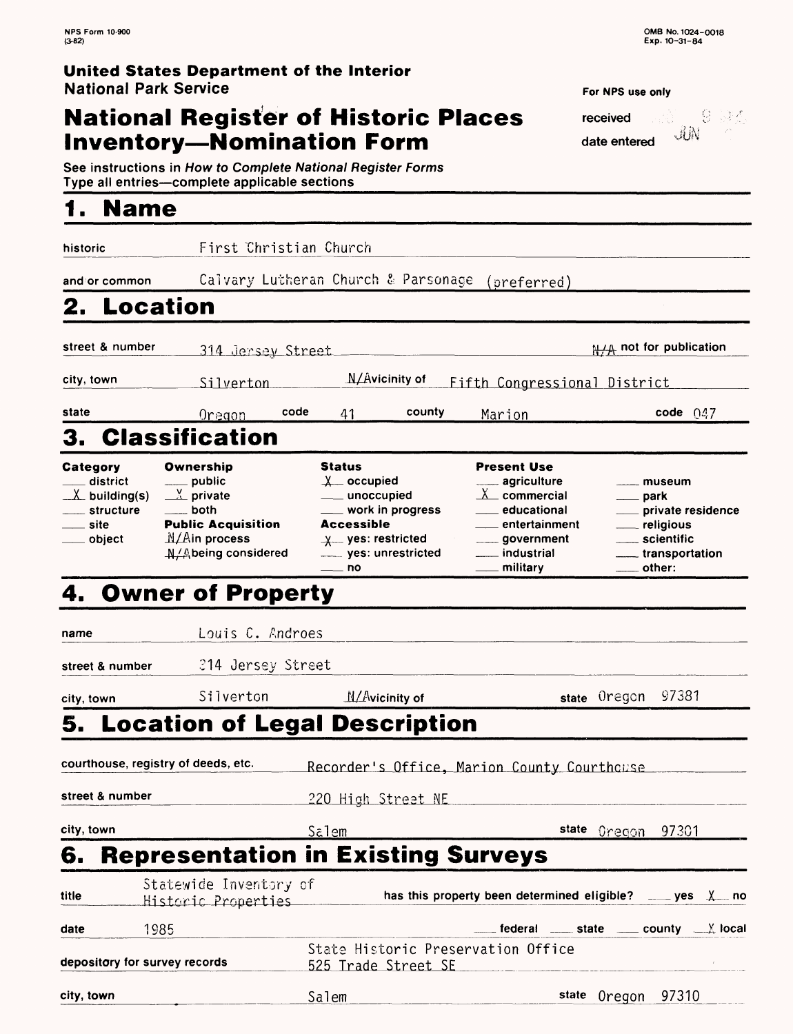NPS Form 10-900
(3-82)

OMB No. 1024-0018
Exp. 10-31-84

**United States Department of the Interior**
**National Park Service**

# National Register of Historic Places Inventory—Nomination Form

For NPS use only

received

date entered JUN

See instructions in *How to Complete National Register Forms*
Type all entries—complete applicable sections

## 1. Name

historic: First Christian Church

and/or common: Calvary Lutheran Church & Parsonage (preferred)

## 2. Location

street & number: 314 Jersey Street — N/A not for publication

city, town: Silverton — N/A vicinity of — Fifth Congressional District

state: Oregon — code: 41 — county: Marion — code: 047

## 3. Classification

| Category | Ownership | Status | Present Use | |
|---|---|---|---|---|
| ___ district | ___ public | X occupied | ___ agriculture | ___ museum |
| X building(s) | X private | ___ unoccupied | X commercial | ___ park |
| ___ structure | ___ both | ___ work in progress | ___ educational | ___ private residence |
| ___ site | **Public Acquisition** | **Accessible** | ___ entertainment | ___ religious |
| ___ object | N/A in process | X yes: restricted | ___ government | ___ scientific |
| | N/A being considered | ___ yes: unrestricted | ___ industrial | ___ transportation |
| | | ___ no | ___ military | ___ other: |

## 4. Owner of Property

name: Louis C. Androes

street & number: 314 Jersey Street

city, town: Silverton — N/A vicinity of — state: Oregon 97381

## 5. Location of Legal Description

courthouse, registry of deeds, etc.: Recorder's Office, Marion County Courthouse

street & number: 220 High Street NE

city, town: Salem — state: Oregon 97301

## 6. Representation in Existing Surveys

title: Statewide Inventory of Historic Properties — has this property been determined eligible? ___ yes X no

date: 1985 — ___ federal ___ state ___ county X local

depository for survey records: State Historic Preservation Office, 525 Trade Street SE

city, town: Salem — state: Oregon 97310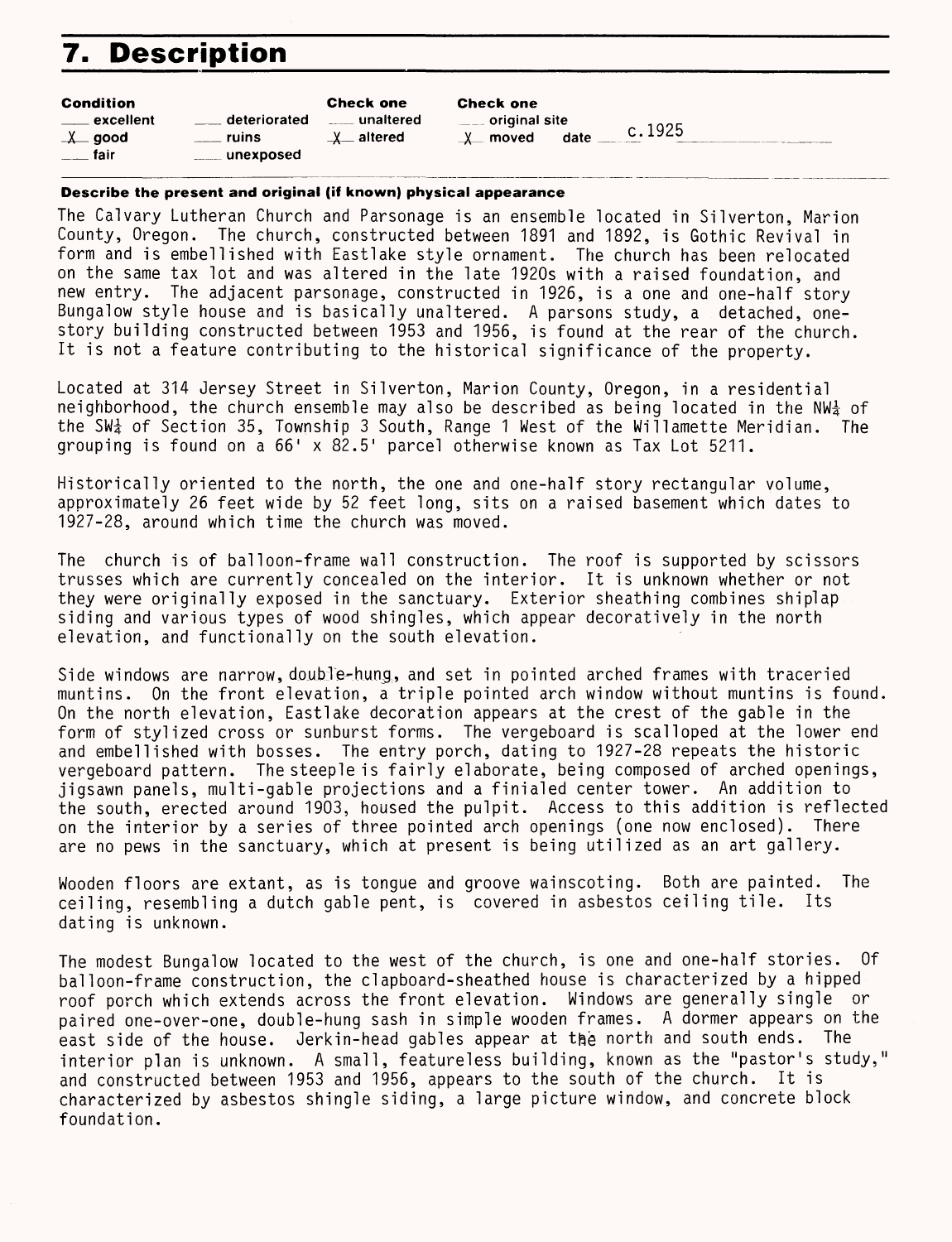# 7. Description

| Condition | | Check one | Check one |
|---|---|---|---|
| ___ excellent | ___ deteriorated | ___ unaltered | ___ original site |
| _X_ good | ___ ruins | _X_ altered | _X_ moved date c.1925 |
| ___ fair | ___ unexposed | | |

**Describe the present and original (if known) physical appearance**

The Calvary Lutheran Church and Parsonage is an ensemble located in Silverton, Marion County, Oregon. The church, constructed between 1891 and 1892, is Gothic Revival in form and is embellished with Eastlake style ornament. The church has been relocated on the same tax lot and was altered in the late 1920s with a raised foundation, and new entry. The adjacent parsonage, constructed in 1926, is a one and one-half story Bungalow style house and is basically unaltered. A parsons study, a detached, one-story building constructed between 1953 and 1956, is found at the rear of the church. It is not a feature contributing to the historical significance of the property.

Located at 314 Jersey Street in Silverton, Marion County, Oregon, in a residential neighborhood, the church ensemble may also be described as being located in the NW¼ of the SW¼ of Section 35, Township 3 South, Range 1 West of the Willamette Meridian. The grouping is found on a 66' x 82.5' parcel otherwise known as Tax Lot 5211.

Historically oriented to the north, the one and one-half story rectangular volume, approximately 26 feet wide by 52 feet long, sits on a raised basement which dates to 1927-28, around which time the church was moved.

The church is of balloon-frame wall construction. The roof is supported by scissors trusses which are currently concealed on the interior. It is unknown whether or not they were originally exposed in the sanctuary. Exterior sheathing combines shiplap siding and various types of wood shingles, which appear decoratively in the north elevation, and functionally on the south elevation.

Side windows are narrow, double-hung, and set in pointed arched frames with traceried muntins. On the front elevation, a triple pointed arch window without muntins is found. On the north elevation, Eastlake decoration appears at the crest of the gable in the form of stylized cross or sunburst forms. The vergeboard is scalloped at the lower end and embellished with bosses. The entry porch, dating to 1927-28 repeats the historic vergeboard pattern. The steeple is fairly elaborate, being composed of arched openings, jigsawn panels, multi-gable projections and a finialed center tower. An addition to the south, erected around 1903, housed the pulpit. Access to this addition is reflected on the interior by a series of three pointed arch openings (one now enclosed). There are no pews in the sanctuary, which at present is being utilized as an art gallery.

Wooden floors are extant, as is tongue and groove wainscoting. Both are painted. The ceiling, resembling a dutch gable pent, is covered in asbestos ceiling tile. Its dating is unknown.

The modest Bungalow located to the west of the church, is one and one-half stories. Of balloon-frame construction, the clapboard-sheathed house is characterized by a hipped roof porch which extends across the front elevation. Windows are generally single or paired one-over-one, double-hung sash in simple wooden frames. A dormer appears on the east side of the house. Jerkin-head gables appear at the north and south ends. The interior plan is unknown. A small, featureless building, known as the "pastor's study," and constructed between 1953 and 1956, appears to the south of the church. It is characterized by asbestos shingle siding, a large picture window, and concrete block foundation.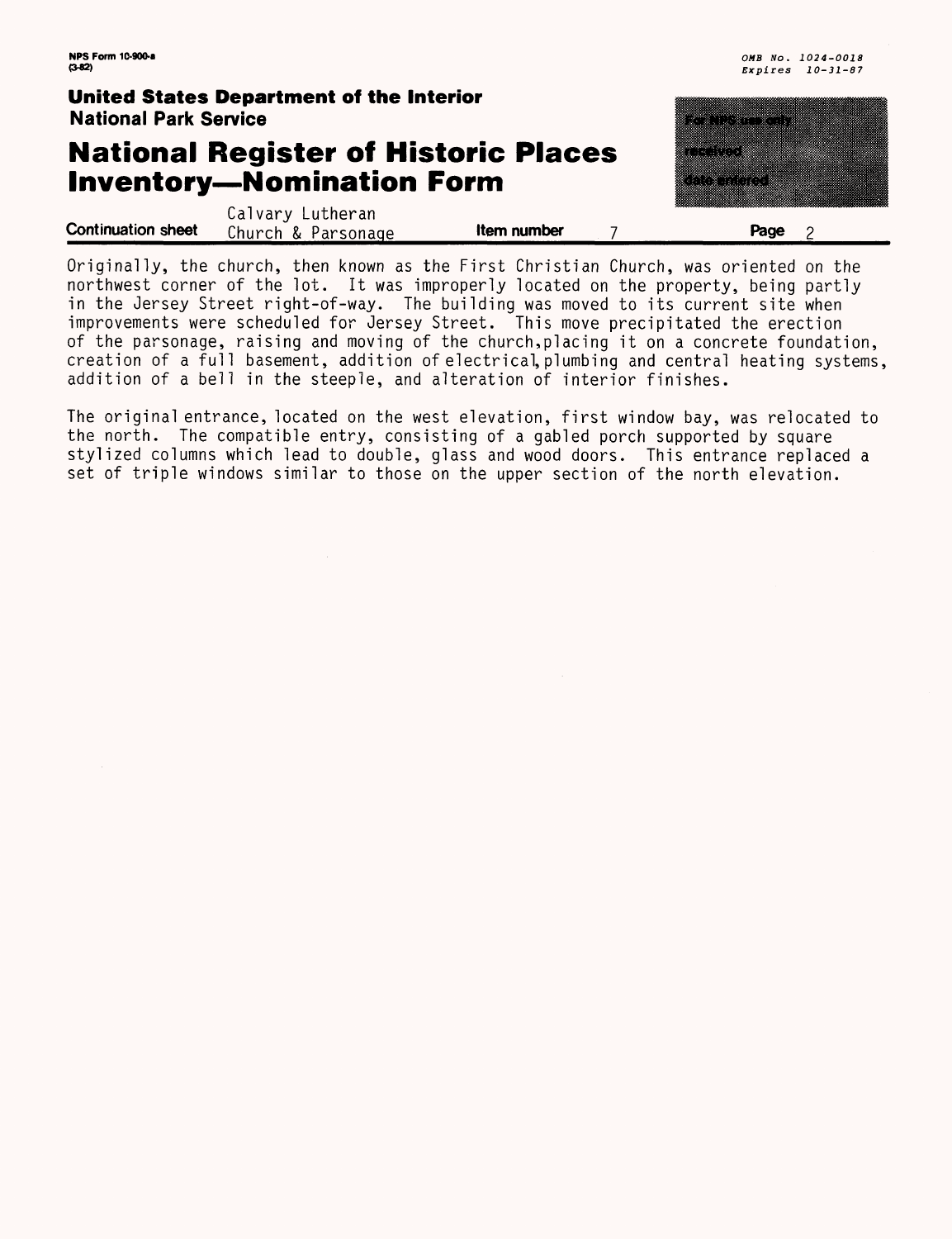Originally, the church, then known as the First Christian Church, was oriented on the northwest corner of the lot. It was improperly located on the property, being partly in the Jersey Street right-of-way. The building was moved to its current site when improvements were scheduled for Jersey Street. This move precipitated the erection of the parsonage, raising and moving of the church, placing it on a concrete foundation, creation of a full basement, addition of electrical, plumbing and central heating systems, addition of a bell in the steeple, and alteration of interior finishes.

The original entrance, located on the west elevation, first window bay, was relocated to the north. The compatible entry, consisting of a gabled porch supported by square stylized columns which lead to double, glass and wood doors. This entrance replaced a set of triple windows similar to those on the upper section of the north elevation.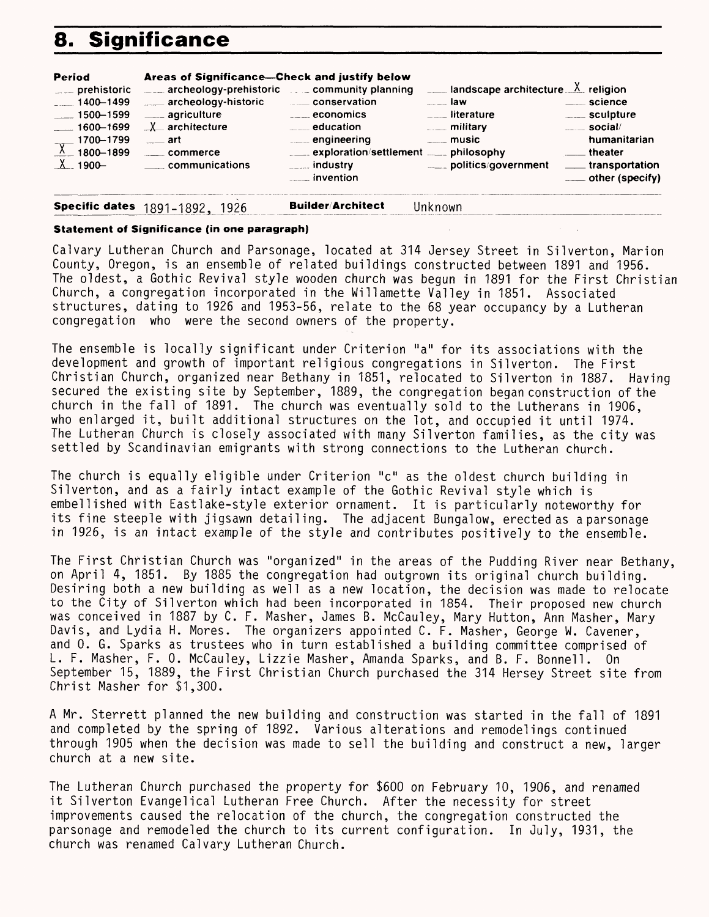# 8. Significance

| Period | Areas of Significance—Check and justify below | | | |
|---|---|---|---|---|
| ___ prehistoric | ___ archeology-prehistoric | ___ community planning | ___ landscape architecture | X religion |
| ___ 1400–1499 | ___ archeology-historic | ___ conservation | ___ law | ___ science |
| ___ 1500–1599 | ___ agriculture | ___ economics | ___ literature | ___ sculpture |
| ___ 1600–1699 | X architecture | ___ education | ___ military | ___ social/humanitarian |
| ___ 1700–1799 | ___ art | ___ engineering | ___ music | ___ theater |
| X 1800–1899 | ___ commerce | ___ exploration/settlement | ___ philosophy | ___ transportation |
| X 1900– | ___ communications | ___ industry | ___ politics/government | ___ other (specify) |
| | | ___ invention | | |

**Specific dates** 1891-1892, 1926 **Builder/Architect** Unknown

**Statement of Significance (in one paragraph)**

Calvary Lutheran Church and Parsonage, located at 314 Jersey Street in Silverton, Marion County, Oregon, is an ensemble of related buildings constructed between 1891 and 1956. The oldest, a Gothic Revival style wooden church was begun in 1891 for the First Christian Church, a congregation incorporated in the Willamette Valley in 1851. Associated structures, dating to 1926 and 1953-56, relate to the 68 year occupancy by a Lutheran congregation who were the second owners of the property.

The ensemble is locally significant under Criterion "a" for its associations with the development and growth of important religious congregations in Silverton. The First Christian Church, organized near Bethany in 1851, relocated to Silverton in 1887. Having secured the existing site by September, 1889, the congregation began construction of the church in the fall of 1891. The church was eventually sold to the Lutherans in 1906, who enlarged it, built additional structures on the lot, and occupied it until 1974. The Lutheran Church is closely associated with many Silverton families, as the city was settled by Scandinavian emigrants with strong connections to the Lutheran church.

The church is equally eligible under Criterion "c" as the oldest church building in Silverton, and as a fairly intact example of the Gothic Revival style which is embellished with Eastlake-style exterior ornament. It is particularly noteworthy for its fine steeple with jigsawn detailing. The adjacent Bungalow, erected as a parsonage in 1926, is an intact example of the style and contributes positively to the ensemble.

The First Christian Church was "organized" in the areas of the Pudding River near Bethany, on April 4, 1851. By 1885 the congregation had outgrown its original church building. Desiring both a new building as well as a new location, the decision was made to relocate to the City of Silverton which had been incorporated in 1854. Their proposed new church was conceived in 1887 by C. F. Masher, James B. McCauley, Mary Hutton, Ann Masher, Mary Davis, and Lydia H. Mores. The organizers appointed C. F. Masher, George W. Cavener, and O. G. Sparks as trustees who in turn established a building committee comprised of L. F. Masher, F. O. McCauley, Lizzie Masher, Amanda Sparks, and B. F. Bonnell. On September 15, 1889, the First Christian Church purchased the 314 Hersey Street site from Christ Masher for $1,300.

A Mr. Sterrett planned the new building and construction was started in the fall of 1891 and completed by the spring of 1892. Various alterations and remodelings continued through 1905 when the decision was made to sell the building and construct a new, larger church at a new site.

The Lutheran Church purchased the property for $600 on February 10, 1906, and renamed it Silverton Evangelical Lutheran Free Church. After the necessity for street improvements caused the relocation of the church, the congregation constructed the parsonage and remodeled the church to its current configuration. In July, 1931, the church was renamed Calvary Lutheran Church.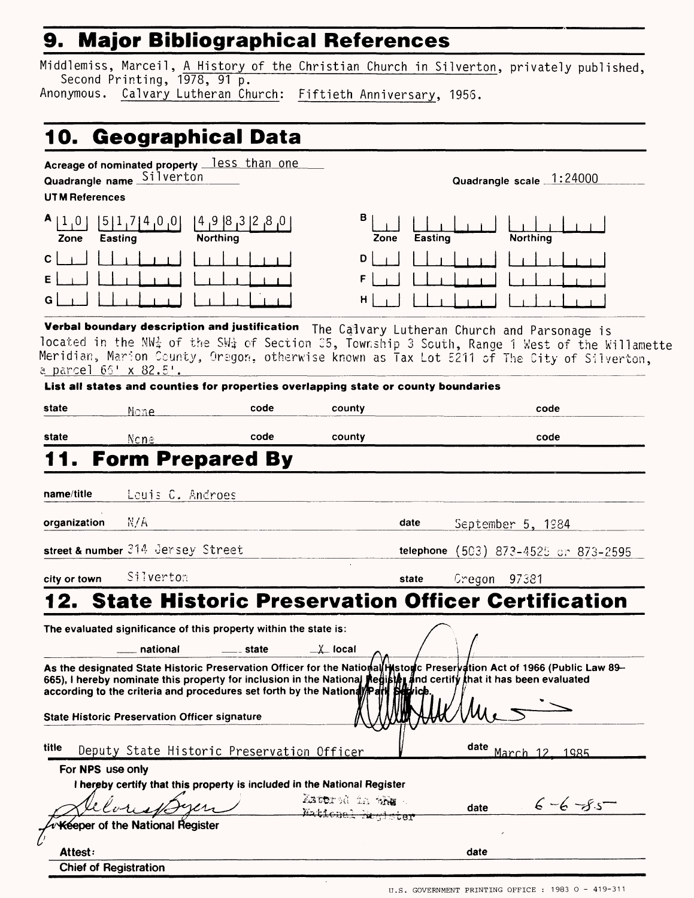## 9. Major Bibliographical References

Middlemiss, Marceil, A History of the Christian Church in Silverton, privately published, Second Printing, 1978, 91 p.
Anonymous. Calvary Lutheran Church: Fiftieth Anniversary, 1956.

## 10. Geographical Data

Acreage of nominated property less than one
Quadrangle name Silverton
Quadrangle scale 1:24000

UTM References

| | Zone | Easting | Northing | | Zone | Easting | Northing |
|---|---|---|---|---|---|---|---|
| A | 10 | 517400 | 4983280 | B | | | |
| C | | | | D | | | |
| E | | | | F | | | |
| G | | | | H | | | |

**Verbal boundary description and justification** The Calvary Lutheran Church and Parsonage is located in the NW¼ of the SW¼ of Section 35, Township 3 South, Range 1 West of the Willamette Meridian, Marion County, Oregon, otherwise known as Tax Lot 5211 of The City of Silverton, a parcel 66' x 82.5'.

**List all states and counties for properties overlapping state or county boundaries**

| state | | code | | county | | code | |
|---|---|---|---|---|---|---|---|
| state | None | code | | county | | code | |
| state | None | code | | county | | code | |

## 11. Form Prepared By

name/title Louis C. Androes

organization N/A date September 5, 1984

street & number 314 Jersey Street telephone (503) 873-4525 or 873-2595

city or town Silverton state Oregon 97381

## 12. State Historic Preservation Officer Certification

The evaluated significance of this property within the state is:

___ national ___ state X local

As the designated State Historic Preservation Officer for the National Historic Preservation Act of 1966 (Public Law 89-665), I hereby nominate this property for inclusion in the National Register and certify that it has been evaluated according to the criteria and procedures set forth by the National Park Service.

State Historic Preservation Officer signature

title Deputy State Historic Preservation Officer date March 12, 1985

For NPS use only

I hereby certify that this property is included in the National Register

Entered in the National Register date 6-6-85

Keeper of the National Register

Attest: date

Chief of Registration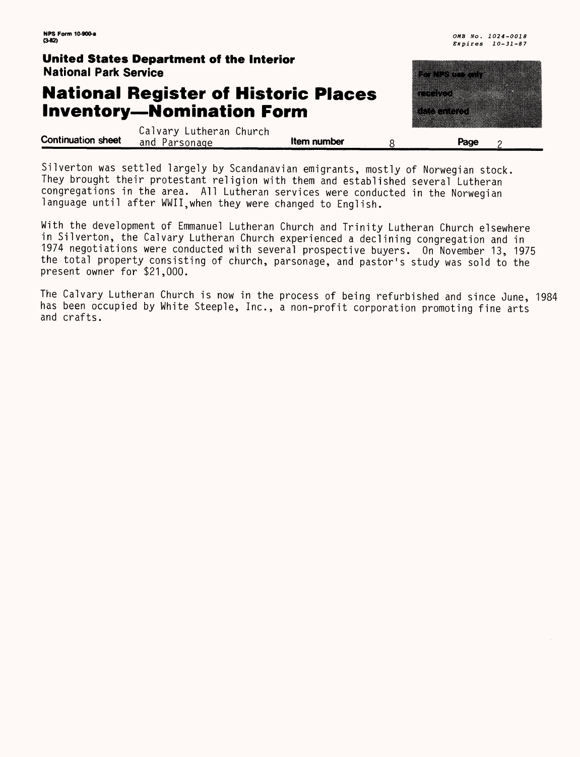Silverton was settled largely by Scandanavian emigrants, mostly of Norwegian stock. They brought their protestant religion with them and established several Lutheran congregations in the area. All Lutheran services were conducted in the Norwegian language until after WWII, when they were changed to English.

With the development of Emmanuel Lutheran Church and Trinity Lutheran Church elsewhere in Silverton, the Calvary Lutheran Church experienced a declining congregation and in 1974 negotiations were conducted with several prospective buyers. On November 13, 1975 the total property consisting of church, parsonage, and pastor's study was sold to the present owner for $21,000.

The Calvary Lutheran Church is now in the process of being refurbished and since June, 1984 has been occupied by White Steeple, Inc., a non-profit corporation promoting fine arts and crafts.